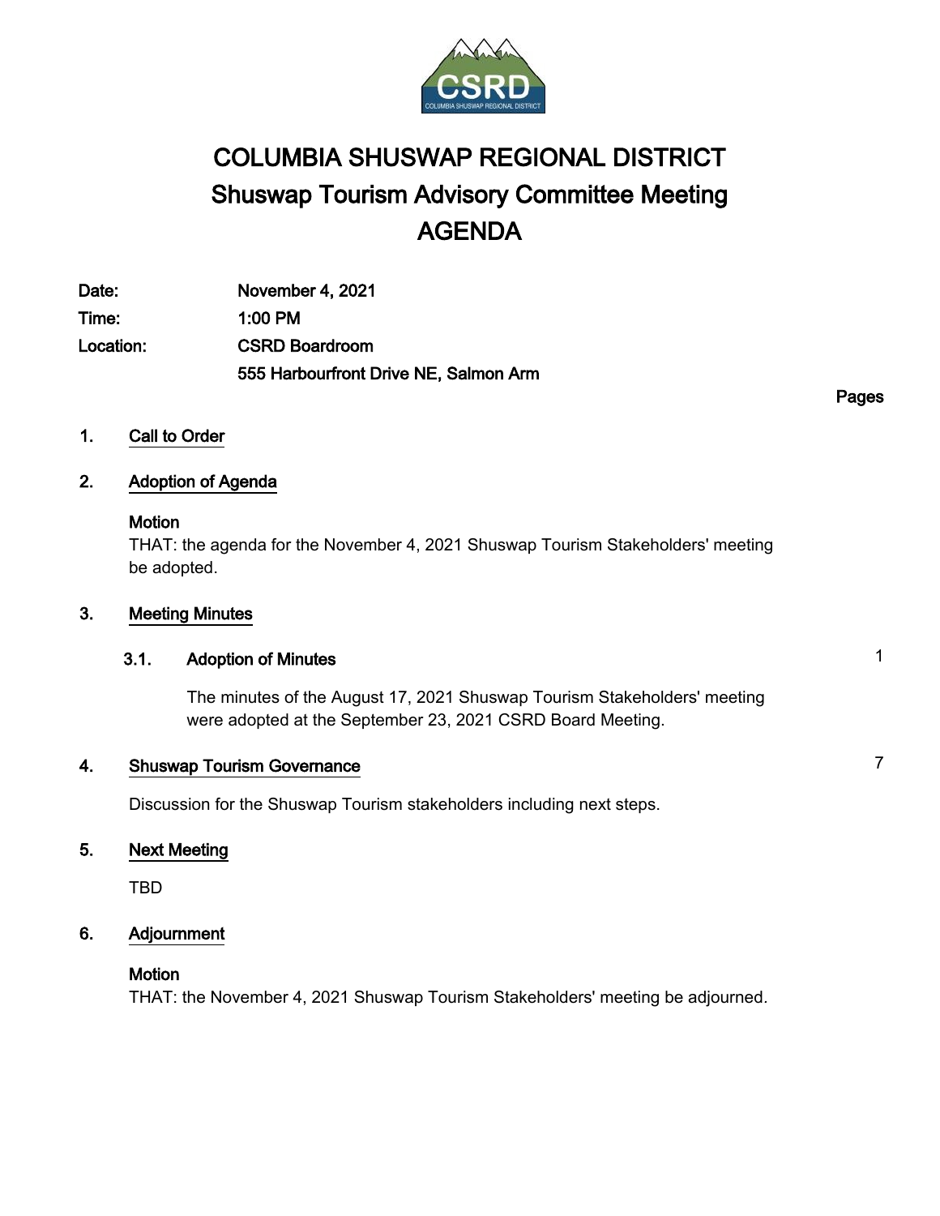# COLUMBIA SHUSWAP REGIONAL DISTRICT
## Shuswap Tourism Advisory Committee Meeting
## AGENDA

| | |
|---|---|
| **Date:** | **November 4, 2021** |
| **Time:** | **1:00 PM** |
| **Location:** | **CSRD Boardroom** |
| | **555 Harbourfront Drive NE, Salmon Arm** |

**Pages**

**1. Call to Order**

**2. Adoption of Agenda**

**Motion**
THAT: the agenda for the November 4, 2021 Shuswap Tourism Stakeholders' meeting be adopted.

**3. Meeting Minutes**

**3.1. Adoption of Minutes** — 1

The minutes of the August 17, 2021 Shuswap Tourism Stakeholders' meeting were adopted at the September 23, 2021 CSRD Board Meeting.

**4. Shuswap Tourism Governance** — 7

Discussion for the Shuswap Tourism stakeholders including next steps.

**5. Next Meeting**

TBD

**6. Adjournment**

**Motion**
THAT: the November 4, 2021 Shuswap Tourism Stakeholders' meeting be adjourned.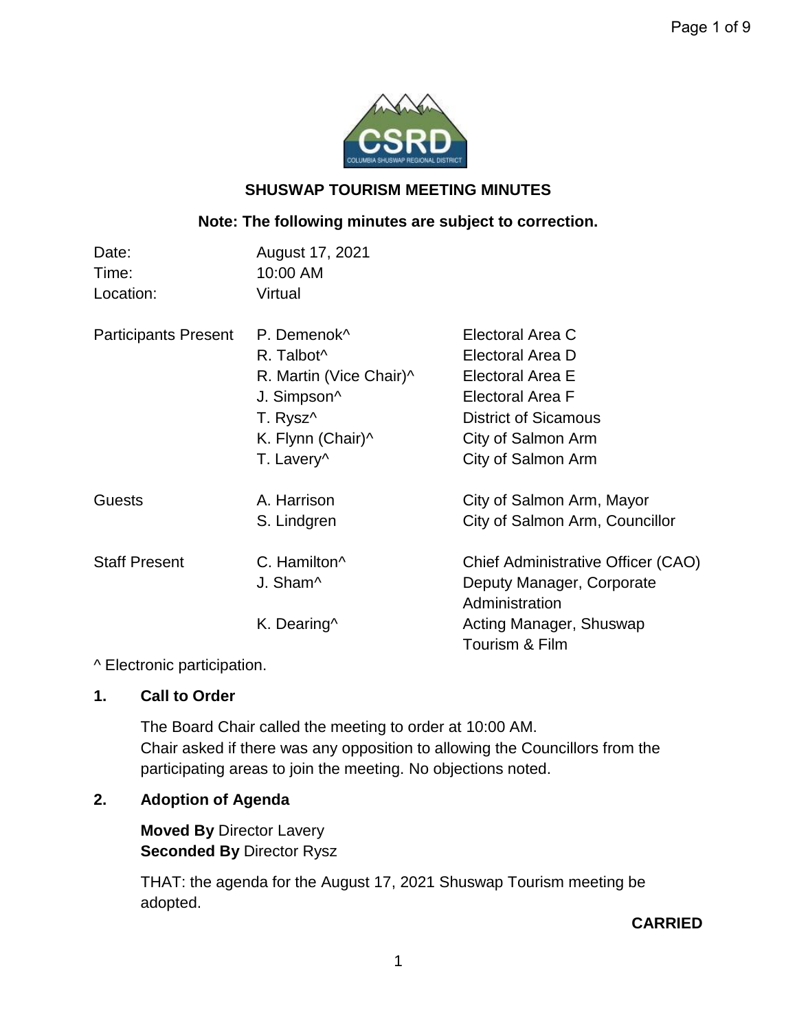## SHUSWAP TOURISM MEETING MINUTES

**Note: The following minutes are subject to correction.**

| | | |
|---|---|---|
| Date: | August 17, 2021 | |
| Time: | 10:00 AM | |
| Location: | Virtual | |
| Participants Present | P. Demenok^ | Electoral Area C |
| | R. Talbot^ | Electoral Area D |
| | R. Martin (Vice Chair)^ | Electoral Area E |
| | J. Simpson^ | Electoral Area F |
| | T. Rysz^ | District of Sicamous |
| | K. Flynn (Chair)^ | City of Salmon Arm |
| | T. Lavery^ | City of Salmon Arm |
| Guests | A. Harrison | City of Salmon Arm, Mayor |
| | S. Lindgren | City of Salmon Arm, Councillor |
| Staff Present | C. Hamilton^ | Chief Administrative Officer (CAO) |
| | J. Sham^ | Deputy Manager, Corporate Administration |
| | K. Dearing^ | Acting Manager, Shuswap Tourism & Film |

^ Electronic participation.

### 1. Call to Order

The Board Chair called the meeting to order at 10:00 AM.
Chair asked if there was any opposition to allowing the Councillors from the participating areas to join the meeting. No objections noted.

### 2. Adoption of Agenda

**Moved By** Director Lavery
**Seconded By** Director Rysz

THAT: the agenda for the August 17, 2021 Shuswap Tourism meeting be adopted.

**CARRIED**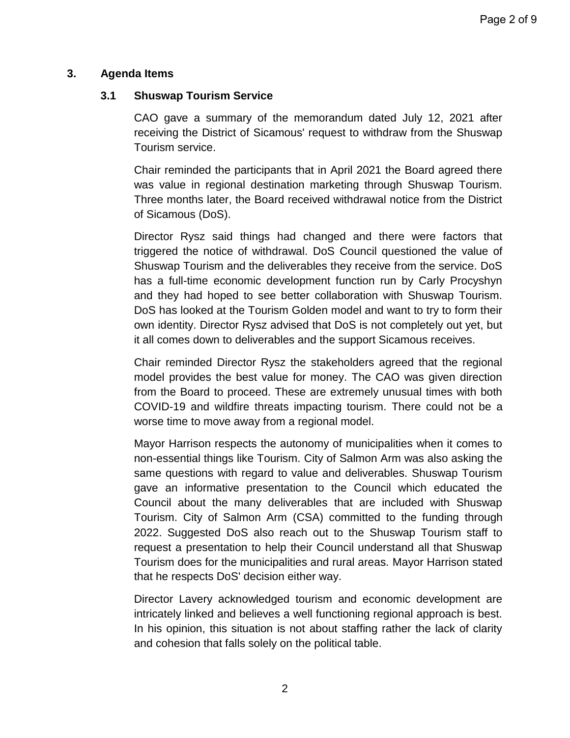## 3. Agenda Items

### 3.1 Shuswap Tourism Service

CAO gave a summary of the memorandum dated July 12, 2021 after receiving the District of Sicamous' request to withdraw from the Shuswap Tourism service.

Chair reminded the participants that in April 2021 the Board agreed there was value in regional destination marketing through Shuswap Tourism. Three months later, the Board received withdrawal notice from the District of Sicamous (DoS).

Director Rysz said things had changed and there were factors that triggered the notice of withdrawal. DoS Council questioned the value of Shuswap Tourism and the deliverables they receive from the service. DoS has a full-time economic development function run by Carly Procyshyn and they had hoped to see better collaboration with Shuswap Tourism. DoS has looked at the Tourism Golden model and want to try to form their own identity. Director Rysz advised that DoS is not completely out yet, but it all comes down to deliverables and the support Sicamous receives.

Chair reminded Director Rysz the stakeholders agreed that the regional model provides the best value for money. The CAO was given direction from the Board to proceed. These are extremely unusual times with both COVID-19 and wildfire threats impacting tourism. There could not be a worse time to move away from a regional model.

Mayor Harrison respects the autonomy of municipalities when it comes to non-essential things like Tourism. City of Salmon Arm was also asking the same questions with regard to value and deliverables. Shuswap Tourism gave an informative presentation to the Council which educated the Council about the many deliverables that are included with Shuswap Tourism. City of Salmon Arm (CSA) committed to the funding through 2022. Suggested DoS also reach out to the Shuswap Tourism staff to request a presentation to help their Council understand all that Shuswap Tourism does for the municipalities and rural areas. Mayor Harrison stated that he respects DoS' decision either way.

Director Lavery acknowledged tourism and economic development are intricately linked and believes a well functioning regional approach is best. In his opinion, this situation is not about staffing rather the lack of clarity and cohesion that falls solely on the political table.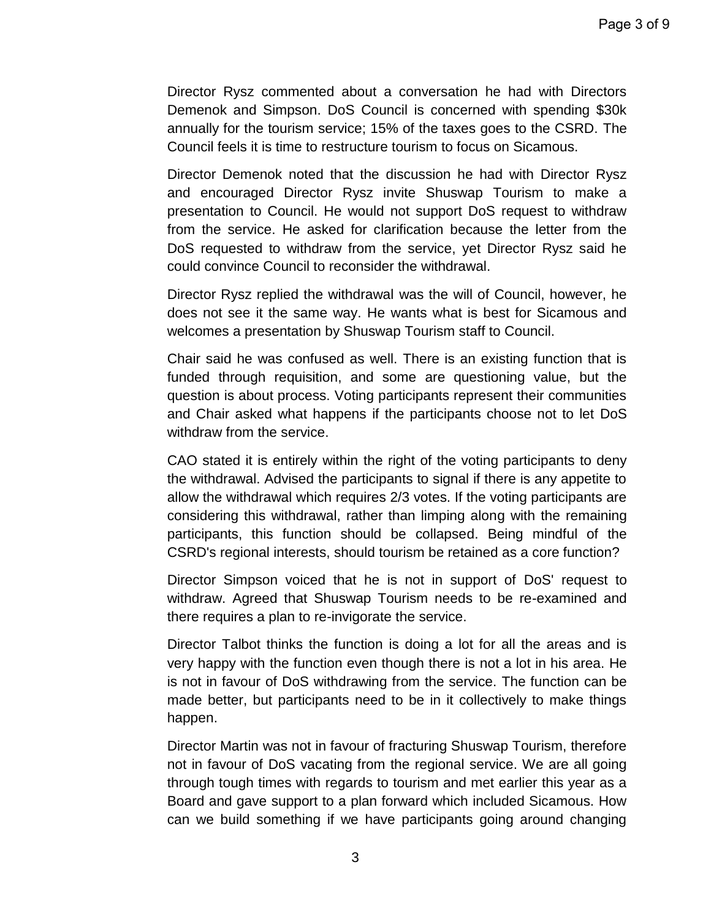Director Rysz commented about a conversation he had with Directors Demenok and Simpson. DoS Council is concerned with spending $30k annually for the tourism service; 15% of the taxes goes to the CSRD. The Council feels it is time to restructure tourism to focus on Sicamous.

Director Demenok noted that the discussion he had with Director Rysz and encouraged Director Rysz invite Shuswap Tourism to make a presentation to Council. He would not support DoS request to withdraw from the service. He asked for clarification because the letter from the DoS requested to withdraw from the service, yet Director Rysz said he could convince Council to reconsider the withdrawal.

Director Rysz replied the withdrawal was the will of Council, however, he does not see it the same way. He wants what is best for Sicamous and welcomes a presentation by Shuswap Tourism staff to Council.

Chair said he was confused as well. There is an existing function that is funded through requisition, and some are questioning value, but the question is about process. Voting participants represent their communities and Chair asked what happens if the participants choose not to let DoS withdraw from the service.

CAO stated it is entirely within the right of the voting participants to deny the withdrawal. Advised the participants to signal if there is any appetite to allow the withdrawal which requires 2/3 votes. If the voting participants are considering this withdrawal, rather than limping along with the remaining participants, this function should be collapsed. Being mindful of the CSRD's regional interests, should tourism be retained as a core function?

Director Simpson voiced that he is not in support of DoS' request to withdraw. Agreed that Shuswap Tourism needs to be re-examined and there requires a plan to re-invigorate the service.

Director Talbot thinks the function is doing a lot for all the areas and is very happy with the function even though there is not a lot in his area. He is not in favour of DoS withdrawing from the service. The function can be made better, but participants need to be in it collectively to make things happen.

Director Martin was not in favour of fracturing Shuswap Tourism, therefore not in favour of DoS vacating from the regional service. We are all going through tough times with regards to tourism and met earlier this year as a Board and gave support to a plan forward which included Sicamous. How can we build something if we have participants going around changing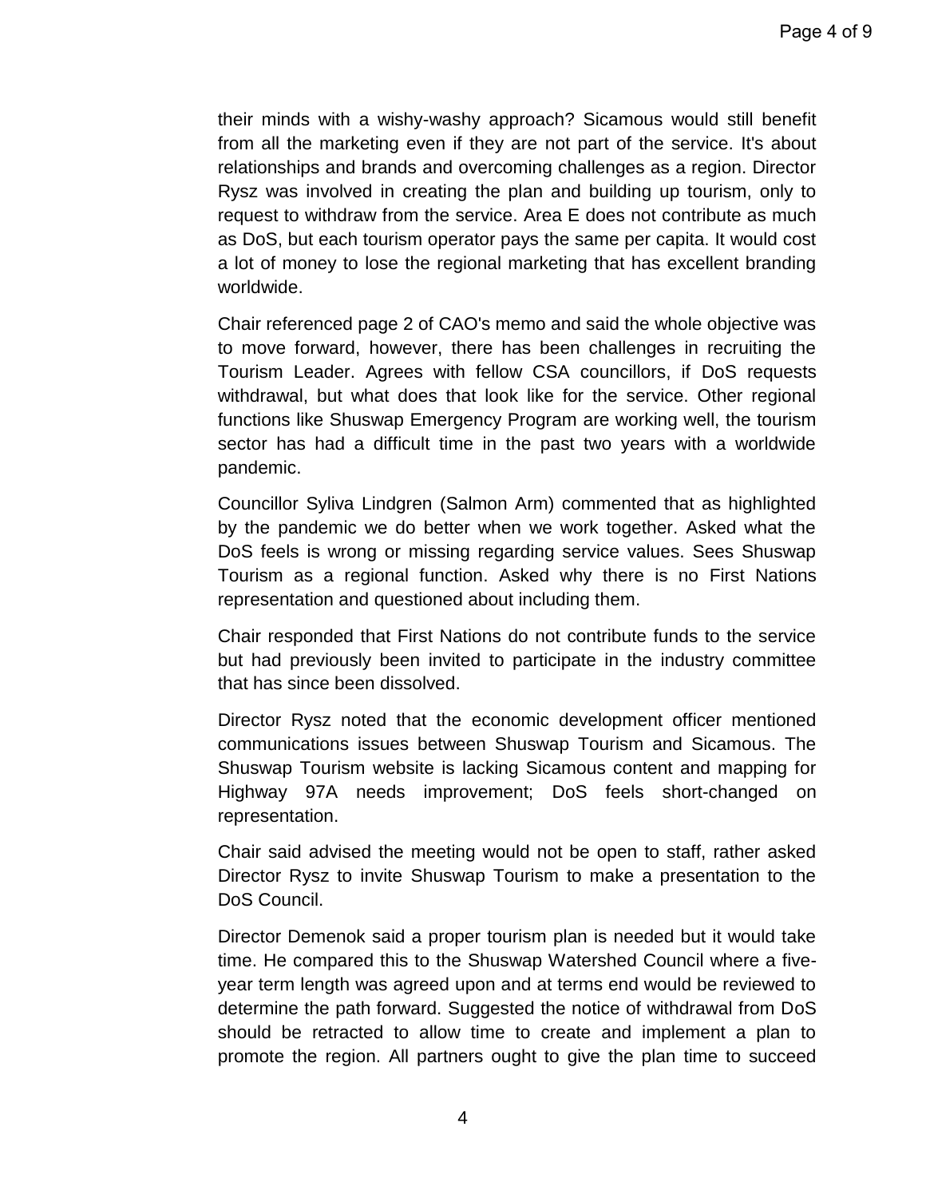their minds with a wishy-washy approach? Sicamous would still benefit from all the marketing even if they are not part of the service. It's about relationships and brands and overcoming challenges as a region. Director Rysz was involved in creating the plan and building up tourism, only to request to withdraw from the service. Area E does not contribute as much as DoS, but each tourism operator pays the same per capita. It would cost a lot of money to lose the regional marketing that has excellent branding worldwide.

Chair referenced page 2 of CAO's memo and said the whole objective was to move forward, however, there has been challenges in recruiting the Tourism Leader. Agrees with fellow CSA councillors, if DoS requests withdrawal, but what does that look like for the service. Other regional functions like Shuswap Emergency Program are working well, the tourism sector has had a difficult time in the past two years with a worldwide pandemic.

Councillor Syliva Lindgren (Salmon Arm) commented that as highlighted by the pandemic we do better when we work together. Asked what the DoS feels is wrong or missing regarding service values. Sees Shuswap Tourism as a regional function. Asked why there is no First Nations representation and questioned about including them.

Chair responded that First Nations do not contribute funds to the service but had previously been invited to participate in the industry committee that has since been dissolved.

Director Rysz noted that the economic development officer mentioned communications issues between Shuswap Tourism and Sicamous. The Shuswap Tourism website is lacking Sicamous content and mapping for Highway 97A needs improvement; DoS feels short-changed on representation.

Chair said advised the meeting would not be open to staff, rather asked Director Rysz to invite Shuswap Tourism to make a presentation to the DoS Council.

Director Demenok said a proper tourism plan is needed but it would take time. He compared this to the Shuswap Watershed Council where a five-year term length was agreed upon and at terms end would be reviewed to determine the path forward. Suggested the notice of withdrawal from DoS should be retracted to allow time to create and implement a plan to promote the region. All partners ought to give the plan time to succeed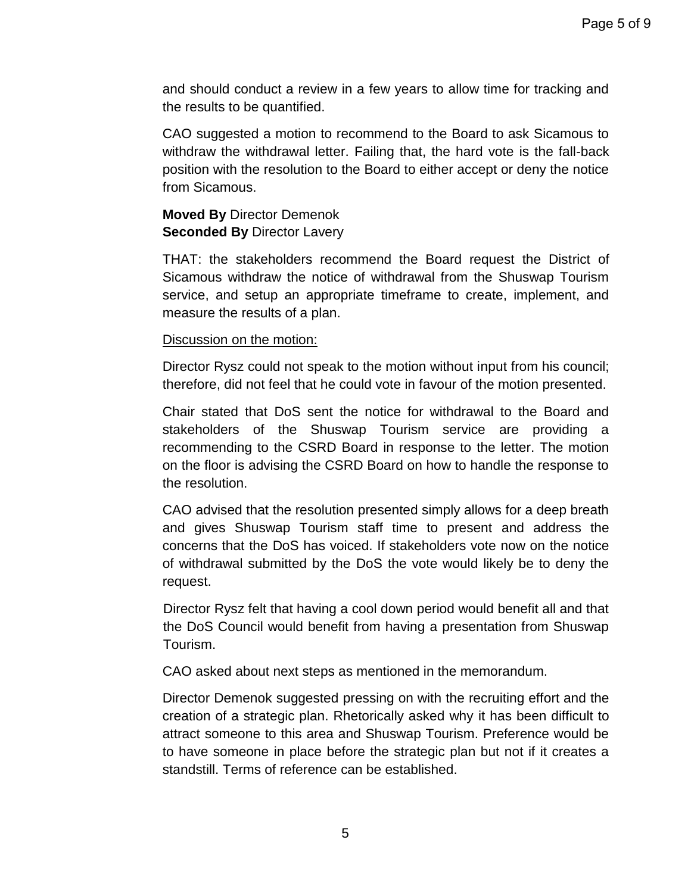and should conduct a review in a few years to allow time for tracking and the results to be quantified.

CAO suggested a motion to recommend to the Board to ask Sicamous to withdraw the withdrawal letter. Failing that, the hard vote is the fall-back position with the resolution to the Board to either accept or deny the notice from Sicamous.

**Moved By** Director Demenok
**Seconded By** Director Lavery

THAT: the stakeholders recommend the Board request the District of Sicamous withdraw the notice of withdrawal from the Shuswap Tourism service, and setup an appropriate timeframe to create, implement, and measure the results of a plan.

Discussion on the motion:

Director Rysz could not speak to the motion without input from his council; therefore, did not feel that he could vote in favour of the motion presented.

Chair stated that DoS sent the notice for withdrawal to the Board and stakeholders of the Shuswap Tourism service are providing a recommending to the CSRD Board in response to the letter. The motion on the floor is advising the CSRD Board on how to handle the response to the resolution.

CAO advised that the resolution presented simply allows for a deep breath and gives Shuswap Tourism staff time to present and address the concerns that the DoS has voiced. If stakeholders vote now on the notice of withdrawal submitted by the DoS the vote would likely be to deny the request.

Director Rysz felt that having a cool down period would benefit all and that the DoS Council would benefit from having a presentation from Shuswap Tourism.

CAO asked about next steps as mentioned in the memorandum.

Director Demenok suggested pressing on with the recruiting effort and the creation of a strategic plan. Rhetorically asked why it has been difficult to attract someone to this area and Shuswap Tourism. Preference would be to have someone in place before the strategic plan but not if it creates a standstill. Terms of reference can be established.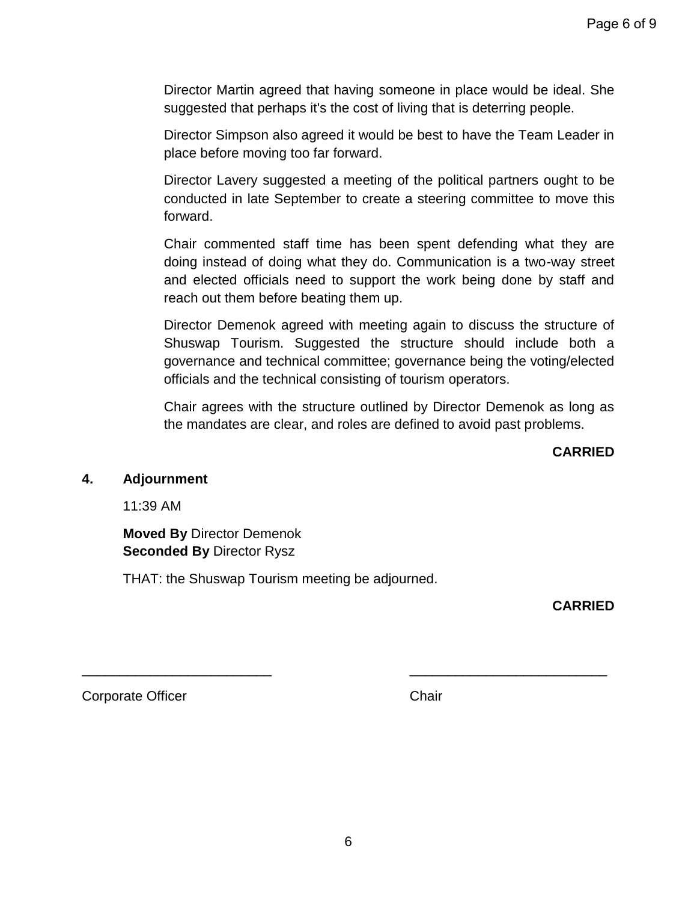Director Martin agreed that having someone in place would be ideal. She suggested that perhaps it's the cost of living that is deterring people.

Director Simpson also agreed it would be best to have the Team Leader in place before moving too far forward.

Director Lavery suggested a meeting of the political partners ought to be conducted in late September to create a steering committee to move this forward.

Chair commented staff time has been spent defending what they are doing instead of doing what they do. Communication is a two-way street and elected officials need to support the work being done by staff and reach out them before beating them up.

Director Demenok agreed with meeting again to discuss the structure of Shuswap Tourism. Suggested the structure should include both a governance and technical committee; governance being the voting/elected officials and the technical consisting of tourism operators.

Chair agrees with the structure outlined by Director Demenok as long as the mandates are clear, and roles are defined to avoid past problems.

**CARRIED**

## 4. Adjournment

11:39 AM

**Moved By** Director Demenok
**Seconded By** Director Rysz

THAT: the Shuswap Tourism meeting be adjourned.

**CARRIED**

_________________________ _________________________

Corporate Officer Chair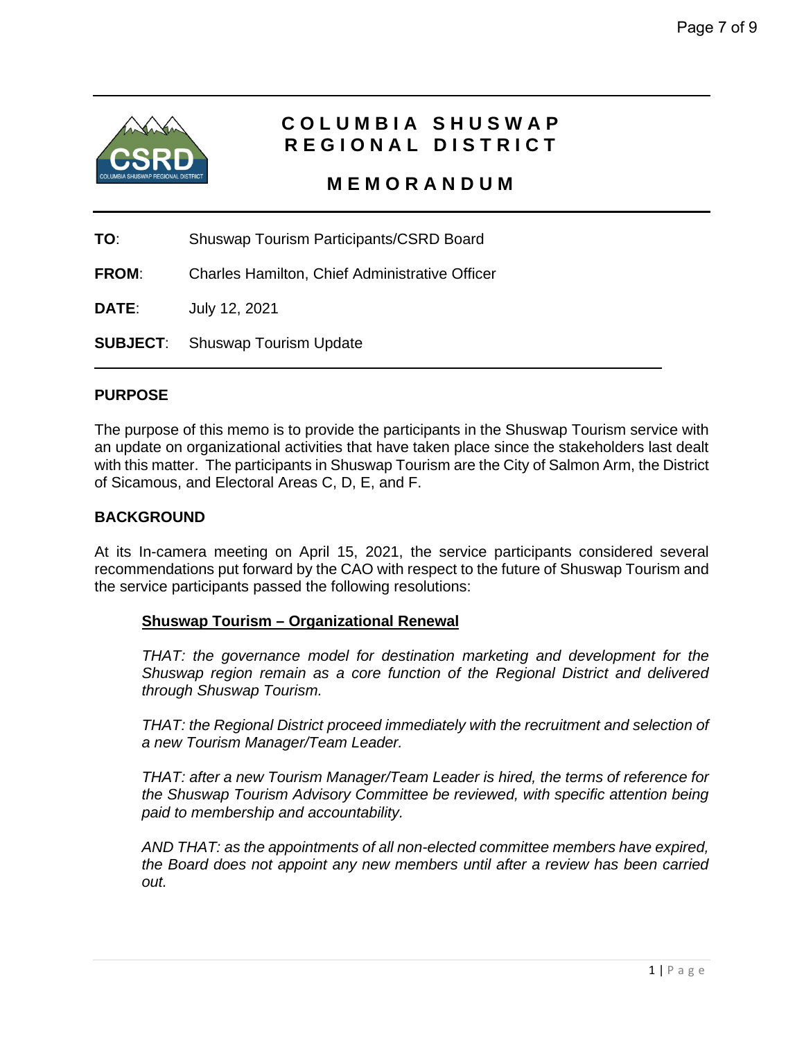# COLUMBIA SHUSWAP REGIONAL DISTRICT

## MEMORANDUM

**TO**: Shuswap Tourism Participants/CSRD Board

**FROM**: Charles Hamilton, Chief Administrative Officer

**DATE**: July 12, 2021

**SUBJECT**: Shuswap Tourism Update

---

### PURPOSE

The purpose of this memo is to provide the participants in the Shuswap Tourism service with an update on organizational activities that have taken place since the stakeholders last dealt with this matter. The participants in Shuswap Tourism are the City of Salmon Arm, the District of Sicamous, and Electoral Areas C, D, E, and F.

### BACKGROUND

At its In-camera meeting on April 15, 2021, the service participants considered several recommendations put forward by the CAO with respect to the future of Shuswap Tourism and the service participants passed the following resolutions:

**Shuswap Tourism – Organizational Renewal**

*THAT: the governance model for destination marketing and development for the Shuswap region remain as a core function of the Regional District and delivered through Shuswap Tourism.*

*THAT: the Regional District proceed immediately with the recruitment and selection of a new Tourism Manager/Team Leader.*

*THAT: after a new Tourism Manager/Team Leader is hired, the terms of reference for the Shuswap Tourism Advisory Committee be reviewed, with specific attention being paid to membership and accountability.*

*AND THAT: as the appointments of all non-elected committee members have expired, the Board does not appoint any new members until after a review has been carried out.*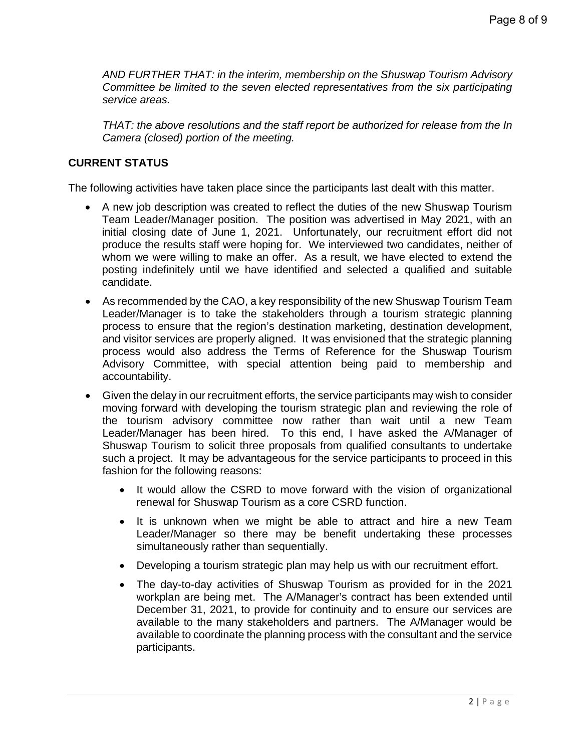*AND FURTHER THAT: in the interim, membership on the Shuswap Tourism Advisory Committee be limited to the seven elected representatives from the six participating service areas.*

*THAT: the above resolutions and the staff report be authorized for release from the In Camera (closed) portion of the meeting.*

**CURRENT STATUS**

The following activities have taken place since the participants last dealt with this matter.

- A new job description was created to reflect the duties of the new Shuswap Tourism Team Leader/Manager position. The position was advertised in May 2021, with an initial closing date of June 1, 2021. Unfortunately, our recruitment effort did not produce the results staff were hoping for. We interviewed two candidates, neither of whom we were willing to make an offer. As a result, we have elected to extend the posting indefinitely until we have identified and selected a qualified and suitable candidate.
- As recommended by the CAO, a key responsibility of the new Shuswap Tourism Team Leader/Manager is to take the stakeholders through a tourism strategic planning process to ensure that the region's destination marketing, destination development, and visitor services are properly aligned. It was envisioned that the strategic planning process would also address the Terms of Reference for the Shuswap Tourism Advisory Committee, with special attention being paid to membership and accountability.
- Given the delay in our recruitment efforts, the service participants may wish to consider moving forward with developing the tourism strategic plan and reviewing the role of the tourism advisory committee now rather than wait until a new Team Leader/Manager has been hired. To this end, I have asked the A/Manager of Shuswap Tourism to solicit three proposals from qualified consultants to undertake such a project. It may be advantageous for the service participants to proceed in this fashion for the following reasons:
  - It would allow the CSRD to move forward with the vision of organizational renewal for Shuswap Tourism as a core CSRD function.
  - It is unknown when we might be able to attract and hire a new Team Leader/Manager so there may be benefit undertaking these processes simultaneously rather than sequentially.
  - Developing a tourism strategic plan may help us with our recruitment effort.
  - The day-to-day activities of Shuswap Tourism as provided for in the 2021 workplan are being met. The A/Manager's contract has been extended until December 31, 2021, to provide for continuity and to ensure our services are available to the many stakeholders and partners. The A/Manager would be available to coordinate the planning process with the consultant and the service participants.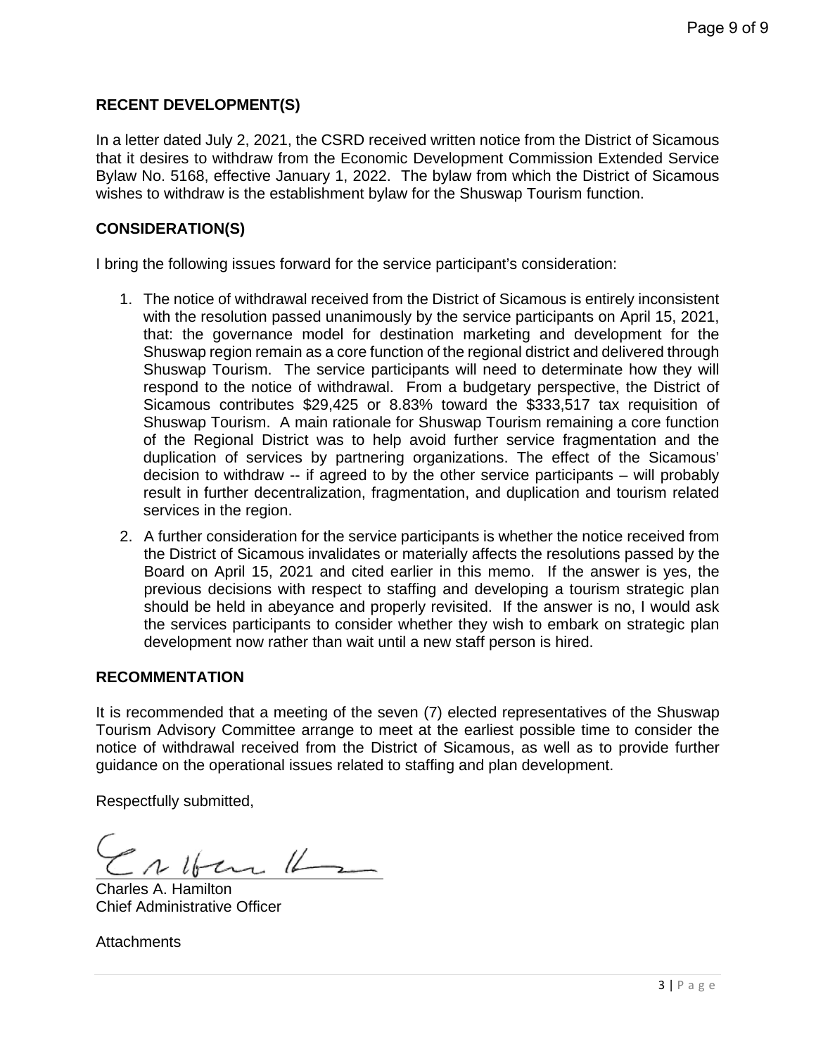**RECENT DEVELOPMENT(S)**

In a letter dated July 2, 2021, the CSRD received written notice from the District of Sicamous that it desires to withdraw from the Economic Development Commission Extended Service Bylaw No. 5168, effective January 1, 2022. The bylaw from which the District of Sicamous wishes to withdraw is the establishment bylaw for the Shuswap Tourism function.

**CONSIDERATION(S)**

I bring the following issues forward for the service participant's consideration:

1. The notice of withdrawal received from the District of Sicamous is entirely inconsistent with the resolution passed unanimously by the service participants on April 15, 2021, that: the governance model for destination marketing and development for the Shuswap region remain as a core function of the regional district and delivered through Shuswap Tourism. The service participants will need to determine how they will respond to the notice of withdrawal. From a budgetary perspective, the District of Sicamous contributes $29,425 or 8.83% toward the $333,517 tax requisition of Shuswap Tourism. A main rationale for Shuswap Tourism remaining a core function of the Regional District was to help avoid further service fragmentation and the duplication of services by partnering organizations. The effect of the Sicamous' decision to withdraw -- if agreed to by the other service participants – will probably result in further decentralization, fragmentation, and duplication and tourism related services in the region.
2. A further consideration for the service participants is whether the notice received from the District of Sicamous invalidates or materially affects the resolutions passed by the Board on April 15, 2021 and cited earlier in this memo. If the answer is yes, the previous decisions with respect to staffing and developing a tourism strategic plan should be held in abeyance and properly revisited. If the answer is no, I would ask the services participants to consider whether they wish to embark on strategic plan development now rather than wait until a new staff person is hired.

**RECOMMENTATION**

It is recommended that a meeting of the seven (7) elected representatives of the Shuswap Tourism Advisory Committee arrange to meet at the earliest possible time to consider the notice of withdrawal received from the District of Sicamous, as well as to provide further guidance on the operational issues related to staffing and plan development.

Respectfully submitted,

Charles A. Hamilton
Chief Administrative Officer

Attachments